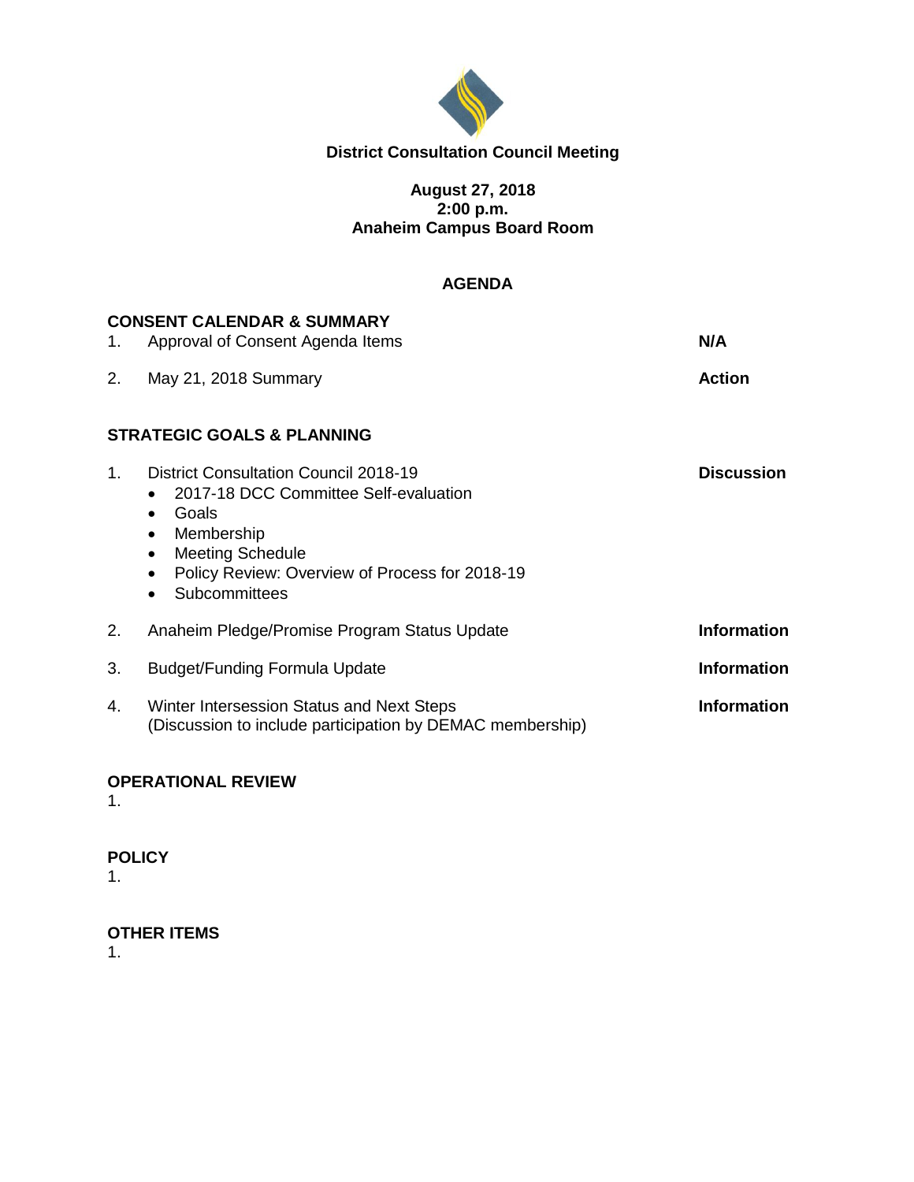# District Consultation Council Meeting

**August 27, 2018**
**2:00 p.m.**
**Anaheim Campus Board Room**

## AGENDA

### CONSENT CALENDAR & SUMMARY

| | | |
|---|---|---|
| 1. | Approval of Consent Agenda Items | **N/A** |
| 2. | May 21, 2018 Summary | **Action** |

### STRATEGIC GOALS & PLANNING

1. District Consultation Council 2018-19 — **Discussion**
   - 2017-18 DCC Committee Self-evaluation
   - Goals
   - Membership
   - Meeting Schedule
   - Policy Review: Overview of Process for 2018-19
   - Subcommittees
2. Anaheim Pledge/Promise Program Status Update — **Information**
3. Budget/Funding Formula Update — **Information**
4. Winter Intersession Status and Next Steps (Discussion to include participation by DEMAC membership) — **Information**

### OPERATIONAL REVIEW

1.

### POLICY

1.

### OTHER ITEMS

1.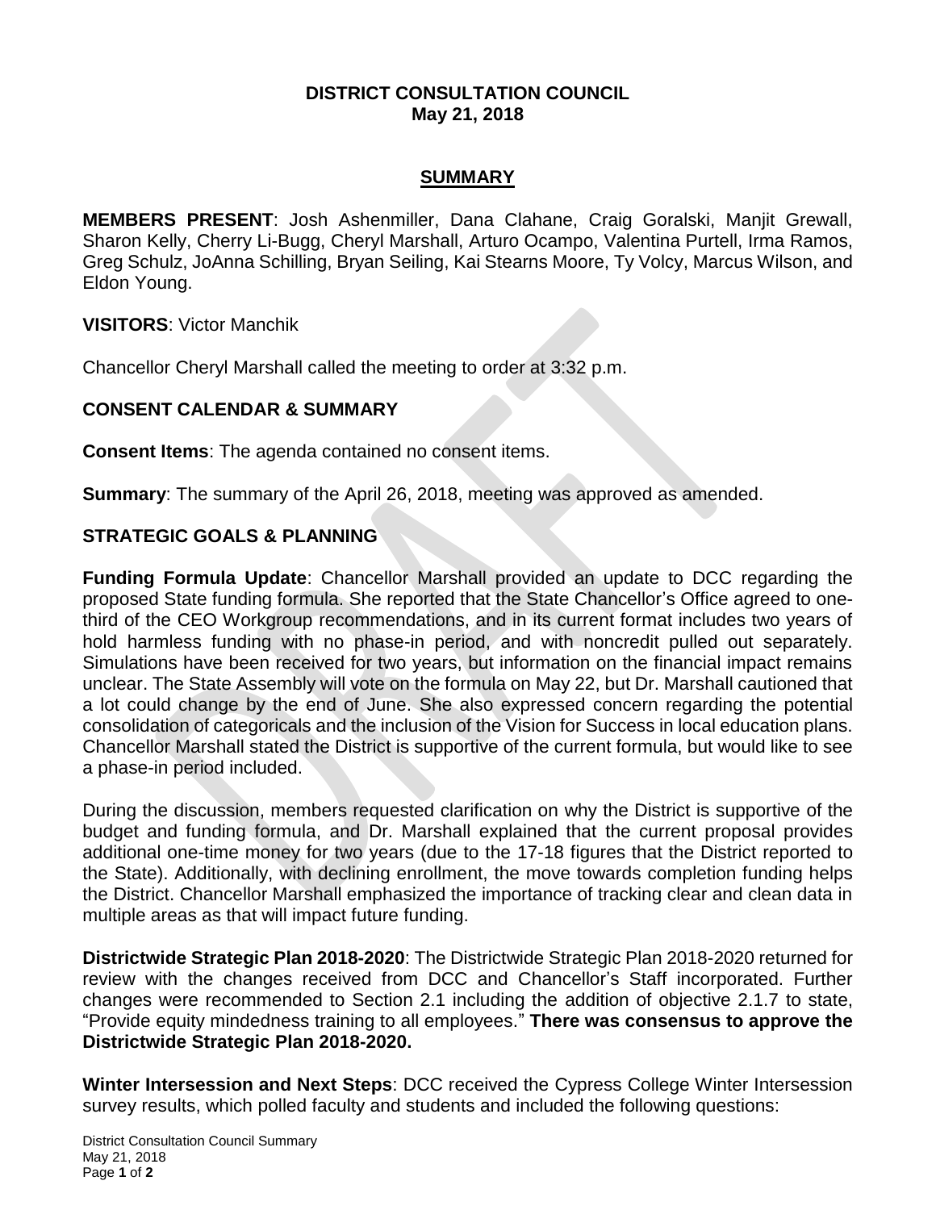**DISTRICT CONSULTATION COUNCIL**
**May 21, 2018**

## SUMMARY

**MEMBERS PRESENT**: Josh Ashenmiller, Dana Clahane, Craig Goralski, Manjit Grewall, Sharon Kelly, Cherry Li-Bugg, Cheryl Marshall, Arturo Ocampo, Valentina Purtell, Irma Ramos, Greg Schulz, JoAnna Schilling, Bryan Seiling, Kai Stearns Moore, Ty Volcy, Marcus Wilson, and Eldon Young.

**VISITORS**: Victor Manchik

Chancellor Cheryl Marshall called the meeting to order at 3:32 p.m.

### CONSENT CALENDAR & SUMMARY

**Consent Items**: The agenda contained no consent items.

**Summary**: The summary of the April 26, 2018, meeting was approved as amended.

### STRATEGIC GOALS & PLANNING

**Funding Formula Update**: Chancellor Marshall provided an update to DCC regarding the proposed State funding formula. She reported that the State Chancellor's Office agreed to one-third of the CEO Workgroup recommendations, and in its current format includes two years of hold harmless funding with no phase-in period, and with noncredit pulled out separately. Simulations have been received for two years, but information on the financial impact remains unclear. The State Assembly will vote on the formula on May 22, but Dr. Marshall cautioned that a lot could change by the end of June. She also expressed concern regarding the potential consolidation of categoricals and the inclusion of the Vision for Success in local education plans. Chancellor Marshall stated the District is supportive of the current formula, but would like to see a phase-in period included.

During the discussion, members requested clarification on why the District is supportive of the budget and funding formula, and Dr. Marshall explained that the current proposal provides additional one-time money for two years (due to the 17-18 figures that the District reported to the State). Additionally, with declining enrollment, the move towards completion funding helps the District. Chancellor Marshall emphasized the importance of tracking clear and clean data in multiple areas as that will impact future funding.

**Districtwide Strategic Plan 2018-2020**: The Districtwide Strategic Plan 2018-2020 returned for review with the changes received from DCC and Chancellor's Staff incorporated. Further changes were recommended to Section 2.1 including the addition of objective 2.1.7 to state, "Provide equity mindedness training to all employees." **There was consensus to approve the Districtwide Strategic Plan 2018-2020.**

**Winter Intersession and Next Steps**: DCC received the Cypress College Winter Intersession survey results, which polled faculty and students and included the following questions: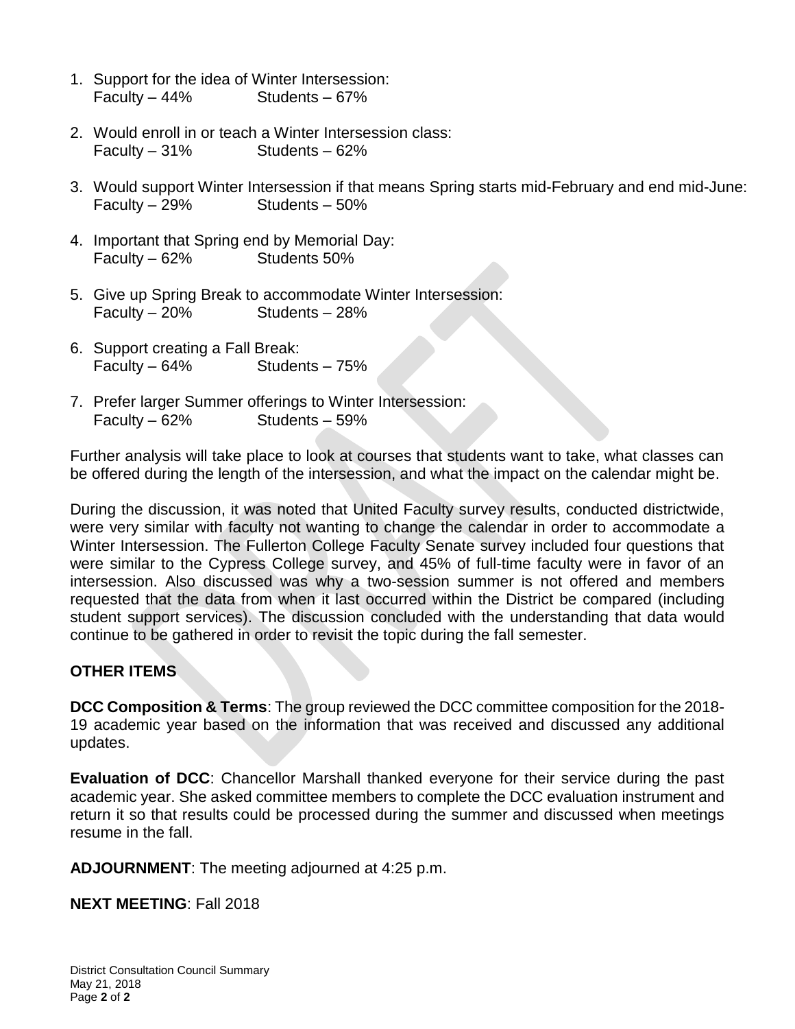1. Support for the idea of Winter Intersession:
   Faculty – 44% Students – 67%

2. Would enroll in or teach a Winter Intersession class:
   Faculty – 31% Students – 62%

3. Would support Winter Intersession if that means Spring starts mid-February and end mid-June:
   Faculty – 29% Students – 50%

4. Important that Spring end by Memorial Day:
   Faculty – 62% Students 50%

5. Give up Spring Break to accommodate Winter Intersession:
   Faculty – 20% Students – 28%

6. Support creating a Fall Break:
   Faculty – 64% Students – 75%

7. Prefer larger Summer offerings to Winter Intersession:
   Faculty – 62% Students – 59%

Further analysis will take place to look at courses that students want to take, what classes can be offered during the length of the intersession, and what the impact on the calendar might be.

During the discussion, it was noted that United Faculty survey results, conducted districtwide, were very similar with faculty not wanting to change the calendar in order to accommodate a Winter Intersession. The Fullerton College Faculty Senate survey included four questions that were similar to the Cypress College survey, and 45% of full-time faculty were in favor of an intersession. Also discussed was why a two-session summer is not offered and members requested that the data from when it last occurred within the District be compared (including student support services). The discussion concluded with the understanding that data would continue to be gathered in order to revisit the topic during the fall semester.

## OTHER ITEMS

**DCC Composition & Terms**: The group reviewed the DCC committee composition for the 2018-19 academic year based on the information that was received and discussed any additional updates.

**Evaluation of DCC**: Chancellor Marshall thanked everyone for their service during the past academic year. She asked committee members to complete the DCC evaluation instrument and return it so that results could be processed during the summer and discussed when meetings resume in the fall.

**ADJOURNMENT**: The meeting adjourned at 4:25 p.m.

**NEXT MEETING**: Fall 2018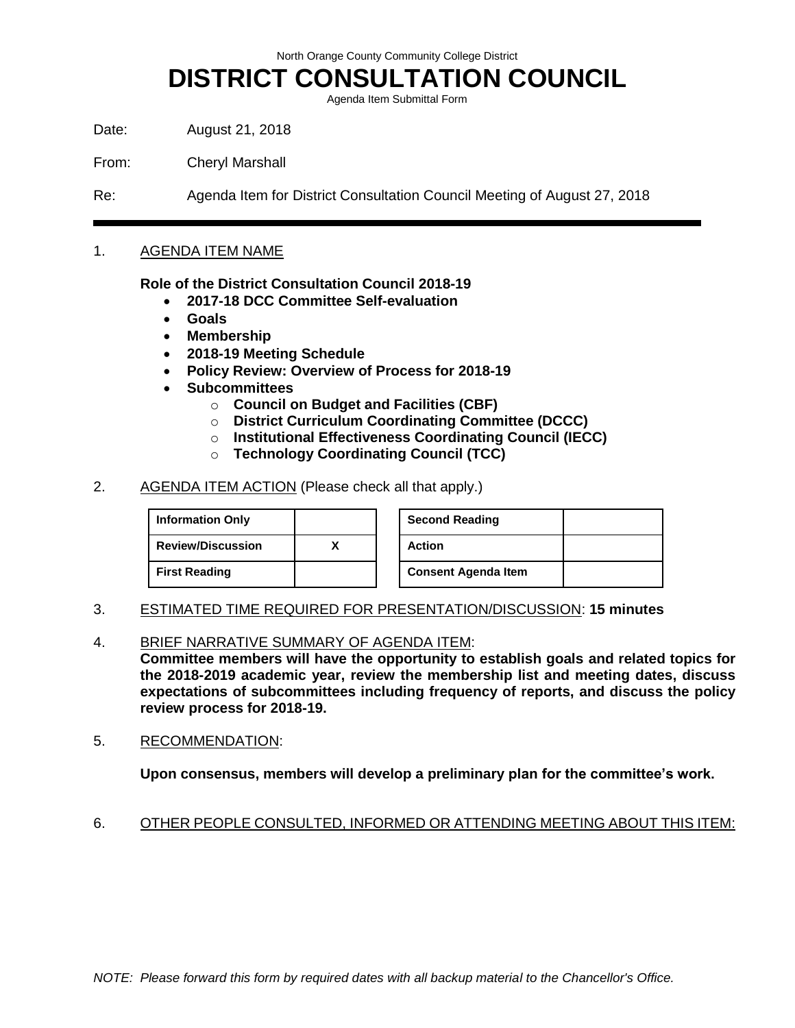North Orange County Community College District

# DISTRICT CONSULTATION COUNCIL

Agenda Item Submittal Form

Date: August 21, 2018

From: Cheryl Marshall

Re: Agenda Item for District Consultation Council Meeting of August 27, 2018

---

1. AGENDA ITEM NAME

**Role of the District Consultation Council 2018-19**

- **2017-18 DCC Committee Self-evaluation**
- **Goals**
- **Membership**
- **2018-19 Meeting Schedule**
- **Policy Review: Overview of Process for 2018-19**
- **Subcommittees**
    - **Council on Budget and Facilities (CBF)**
    - **District Curriculum Coordinating Committee (DCCC)**
    - **Institutional Effectiveness Coordinating Council (IECC)**
    - **Technology Coordinating Council (TCC)**

2. AGENDA ITEM ACTION (Please check all that apply.)

| Information Only | | Second Reading | |
|---|---|---|---|
| Review/Discussion | X | Action | |
| First Reading | | Consent Agenda Item | |

3. ESTIMATED TIME REQUIRED FOR PRESENTATION/DISCUSSION: **15 minutes**

4. BRIEF NARRATIVE SUMMARY OF AGENDA ITEM:
**Committee members will have the opportunity to establish goals and related topics for the 2018-2019 academic year, review the membership list and meeting dates, discuss expectations of subcommittees including frequency of reports, and discuss the policy review process for 2018-19.**

5. RECOMMENDATION:

**Upon consensus, members will develop a preliminary plan for the committee's work.**

6. OTHER PEOPLE CONSULTED, INFORMED OR ATTENDING MEETING ABOUT THIS ITEM:

*NOTE: Please forward this form by required dates with all backup material to the Chancellor's Office.*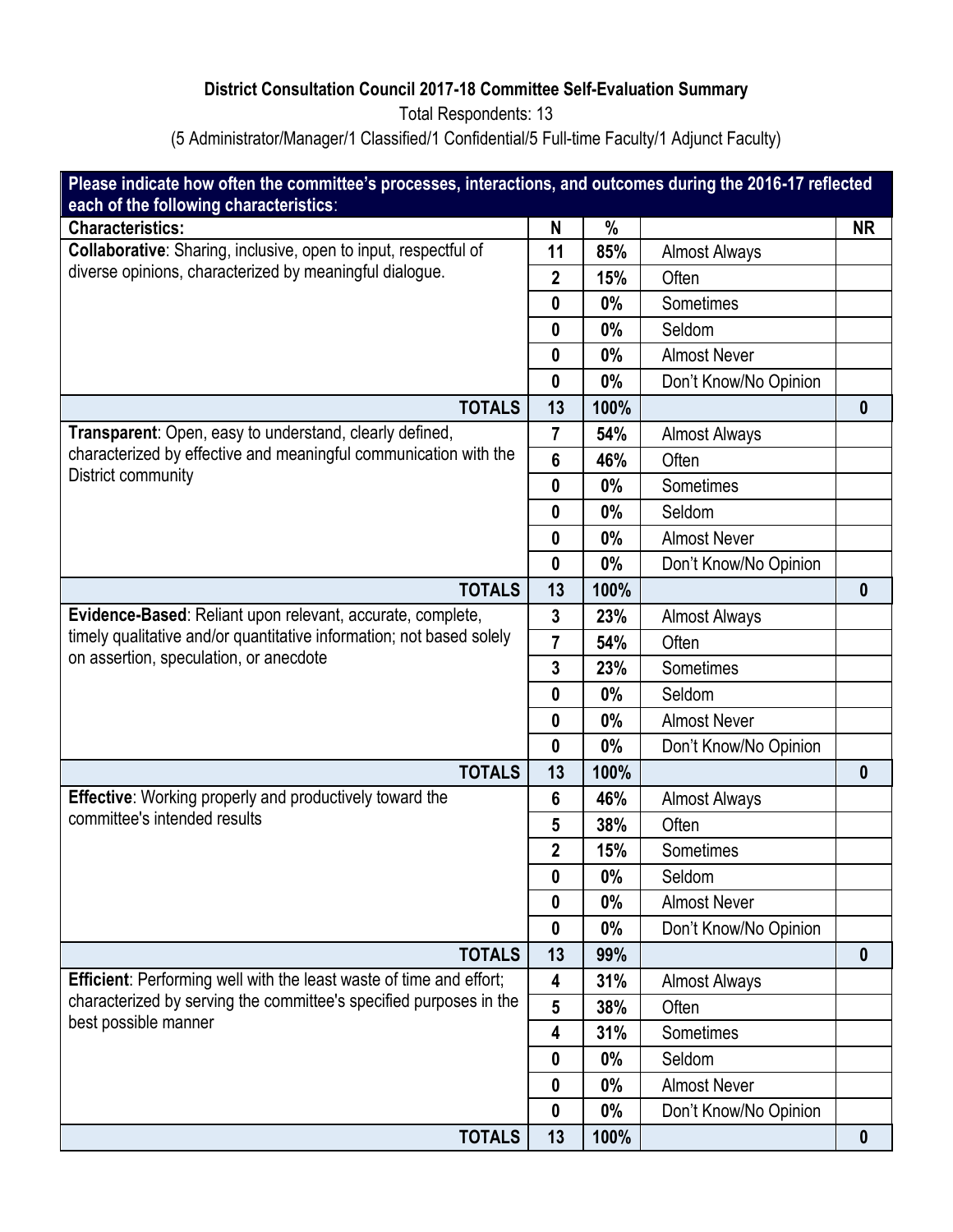**District Consultation Council 2017-18 Committee Self-Evaluation Summary**

Total Respondents: 13

(5 Administrator/Manager/1 Classified/1 Confidential/5 Full-time Faculty/1 Adjunct Faculty)

| **Please indicate how often the committee's processes, interactions, and outcomes during the 2016-17 reflected each of the following characteristics**: | | | | |
|---|---|---|---|---|
| **Characteristics:** | **N** | **%** | | **NR** |
| **Collaborative**: Sharing, inclusive, open to input, respectful of diverse opinions, characterized by meaningful dialogue. | **11** | **85%** | Almost Always | |
| | **2** | **15%** | Often | |
| | **0** | **0%** | Sometimes | |
| | **0** | **0%** | Seldom | |
| | **0** | **0%** | Almost Never | |
| | **0** | **0%** | Don't Know/No Opinion | |
| **TOTALS** | **13** | **100%** | | **0** |
| **Transparent**: Open, easy to understand, clearly defined, characterized by effective and meaningful communication with the District community | **7** | **54%** | Almost Always | |
| | **6** | **46%** | Often | |
| | **0** | **0%** | Sometimes | |
| | **0** | **0%** | Seldom | |
| | **0** | **0%** | Almost Never | |
| | **0** | **0%** | Don't Know/No Opinion | |
| **TOTALS** | **13** | **100%** | | **0** |
| **Evidence-Based**: Reliant upon relevant, accurate, complete, timely qualitative and/or quantitative information; not based solely on assertion, speculation, or anecdote | **3** | **23%** | Almost Always | |
| | **7** | **54%** | Often | |
| | **3** | **23%** | Sometimes | |
| | **0** | **0%** | Seldom | |
| | **0** | **0%** | Almost Never | |
| | **0** | **0%** | Don't Know/No Opinion | |
| **TOTALS** | **13** | **100%** | | **0** |
| **Effective**: Working properly and productively toward the committee's intended results | **6** | **46%** | Almost Always | |
| | **5** | **38%** | Often | |
| | **2** | **15%** | Sometimes | |
| | **0** | **0%** | Seldom | |
| | **0** | **0%** | Almost Never | |
| | **0** | **0%** | Don't Know/No Opinion | |
| **TOTALS** | **13** | **99%** | | **0** |
| **Efficient**: Performing well with the least waste of time and effort; characterized by serving the committee's specified purposes in the best possible manner | **4** | **31%** | Almost Always | |
| | **5** | **38%** | Often | |
| | **4** | **31%** | Sometimes | |
| | **0** | **0%** | Seldom | |
| | **0** | **0%** | Almost Never | |
| | **0** | **0%** | Don't Know/No Opinion | |
| **TOTALS** | **13** | **100%** | | **0** |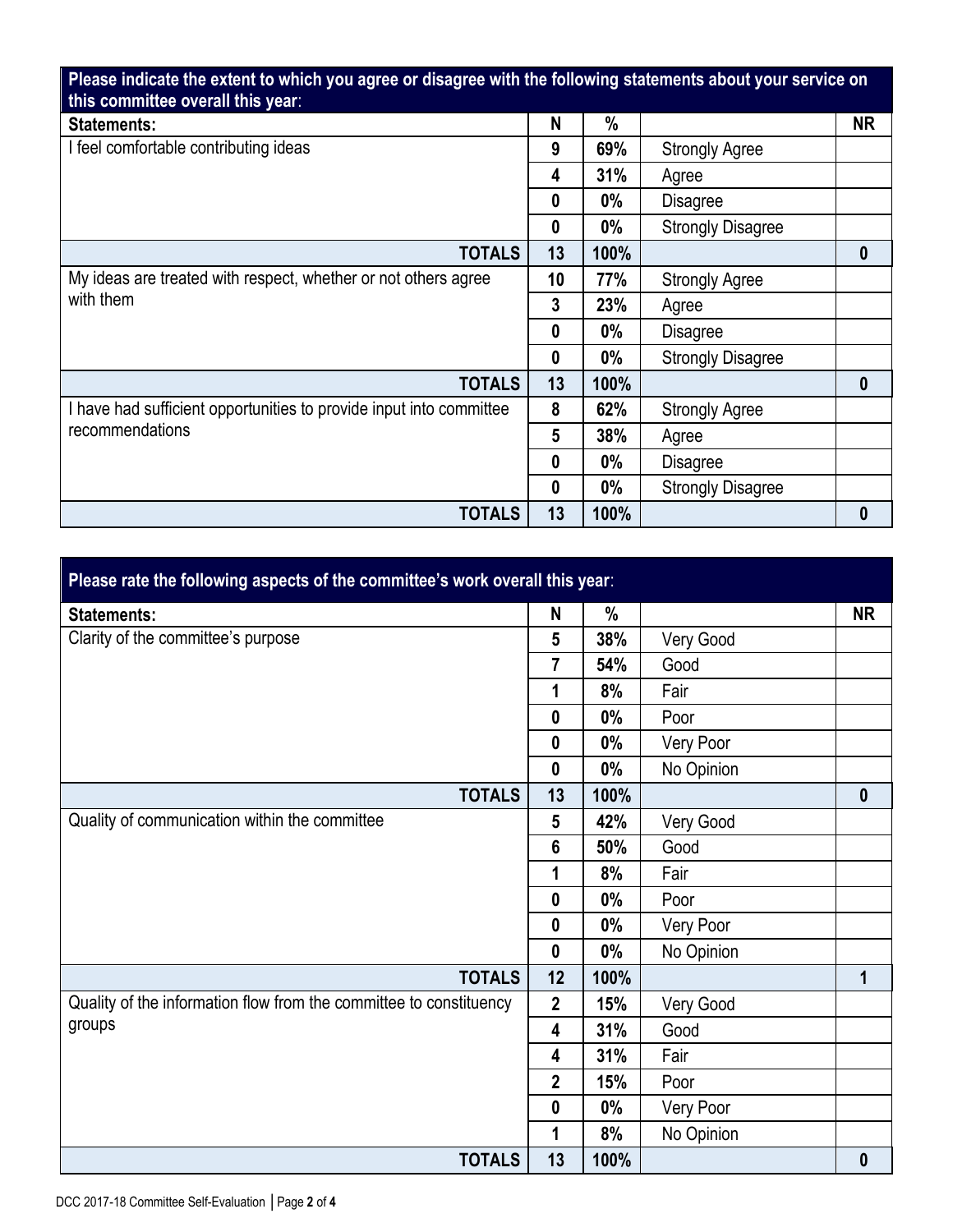| Please indicate the extent to which you agree or disagree with the following statements about your service on this committee overall this year: | | | | |
|---|---|---|---|---|
| **Statements:** | **N** | **%** | | **NR** |
| I feel comfortable contributing ideas | 9 | 69% | Strongly Agree | |
| | 4 | 31% | Agree | |
| | 0 | 0% | Disagree | |
| | 0 | 0% | Strongly Disagree | |
| **TOTALS** | **13** | **100%** | | **0** |
| My ideas are treated with respect, whether or not others agree with them | 10 | 77% | Strongly Agree | |
| | 3 | 23% | Agree | |
| | 0 | 0% | Disagree | |
| | 0 | 0% | Strongly Disagree | |
| **TOTALS** | **13** | **100%** | | **0** |
| I have had sufficient opportunities to provide input into committee recommendations | 8 | 62% | Strongly Agree | |
| | 5 | 38% | Agree | |
| | 0 | 0% | Disagree | |
| | 0 | 0% | Strongly Disagree | |
| **TOTALS** | **13** | **100%** | | **0** |

| Please rate the following aspects of the committee's work overall this year: | | | | |
|---|---|---|---|---|
| **Statements:** | **N** | **%** | | **NR** |
| Clarity of the committee's purpose | 5 | 38% | Very Good | |
| | 7 | 54% | Good | |
| | 1 | 8% | Fair | |
| | 0 | 0% | Poor | |
| | 0 | 0% | Very Poor | |
| | 0 | 0% | No Opinion | |
| **TOTALS** | **13** | **100%** | | **0** |
| Quality of communication within the committee | 5 | 42% | Very Good | |
| | 6 | 50% | Good | |
| | 1 | 8% | Fair | |
| | 0 | 0% | Poor | |
| | 0 | 0% | Very Poor | |
| | 0 | 0% | No Opinion | |
| **TOTALS** | **12** | **100%** | | **1** |
| Quality of the information flow from the committee to constituency groups | 2 | 15% | Very Good | |
| | 4 | 31% | Good | |
| | 4 | 31% | Fair | |
| | 2 | 15% | Poor | |
| | 0 | 0% | Very Poor | |
| | 1 | 8% | No Opinion | |
| **TOTALS** | **13** | **100%** | | **0** |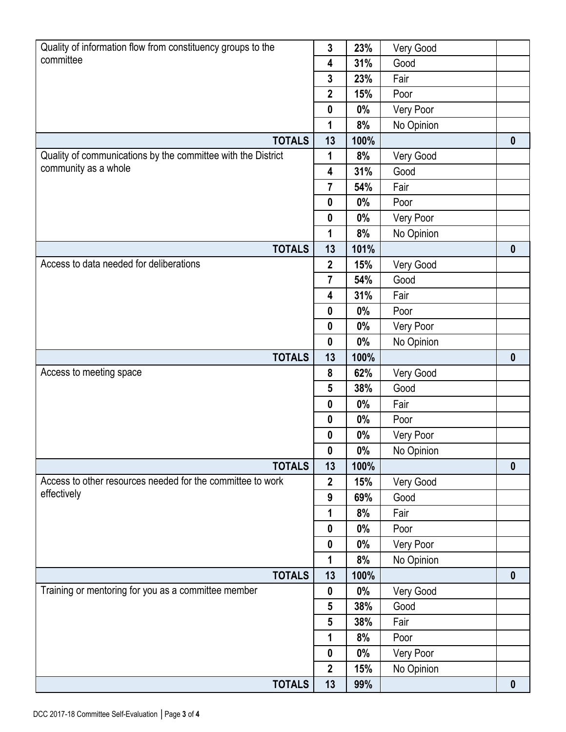| | | | | |
|---|---|---|---|---|
| Quality of information flow from constituency groups to the committee | **3** | **23%** | Very Good | |
| | **4** | **31%** | Good | |
| | **3** | **23%** | Fair | |
| | **2** | **15%** | Poor | |
| | **0** | **0%** | Very Poor | |
| | **1** | **8%** | No Opinion | |
| **TOTALS** | **13** | **100%** | | **0** |
| Quality of communications by the committee with the District community as a whole | **1** | **8%** | Very Good | |
| | **4** | **31%** | Good | |
| | **7** | **54%** | Fair | |
| | **0** | **0%** | Poor | |
| | **0** | **0%** | Very Poor | |
| | **1** | **8%** | No Opinion | |
| **TOTALS** | **13** | **101%** | | **0** |
| Access to data needed for deliberations | **2** | **15%** | Very Good | |
| | **7** | **54%** | Good | |
| | **4** | **31%** | Fair | |
| | **0** | **0%** | Poor | |
| | **0** | **0%** | Very Poor | |
| | **0** | **0%** | No Opinion | |
| **TOTALS** | **13** | **100%** | | **0** |
| Access to meeting space | **8** | **62%** | Very Good | |
| | **5** | **38%** | Good | |
| | **0** | **0%** | Fair | |
| | **0** | **0%** | Poor | |
| | **0** | **0%** | Very Poor | |
| | **0** | **0%** | No Opinion | |
| **TOTALS** | **13** | **100%** | | **0** |
| Access to other resources needed for the committee to work effectively | **2** | **15%** | Very Good | |
| | **9** | **69%** | Good | |
| | **1** | **8%** | Fair | |
| | **0** | **0%** | Poor | |
| | **0** | **0%** | Very Poor | |
| | **1** | **8%** | No Opinion | |
| **TOTALS** | **13** | **100%** | | **0** |
| Training or mentoring for you as a committee member | **0** | **0%** | Very Good | |
| | **5** | **38%** | Good | |
| | **5** | **38%** | Fair | |
| | **1** | **8%** | Poor | |
| | **0** | **0%** | Very Poor | |
| | **2** | **15%** | No Opinion | |
| **TOTALS** | **13** | **99%** | | **0** |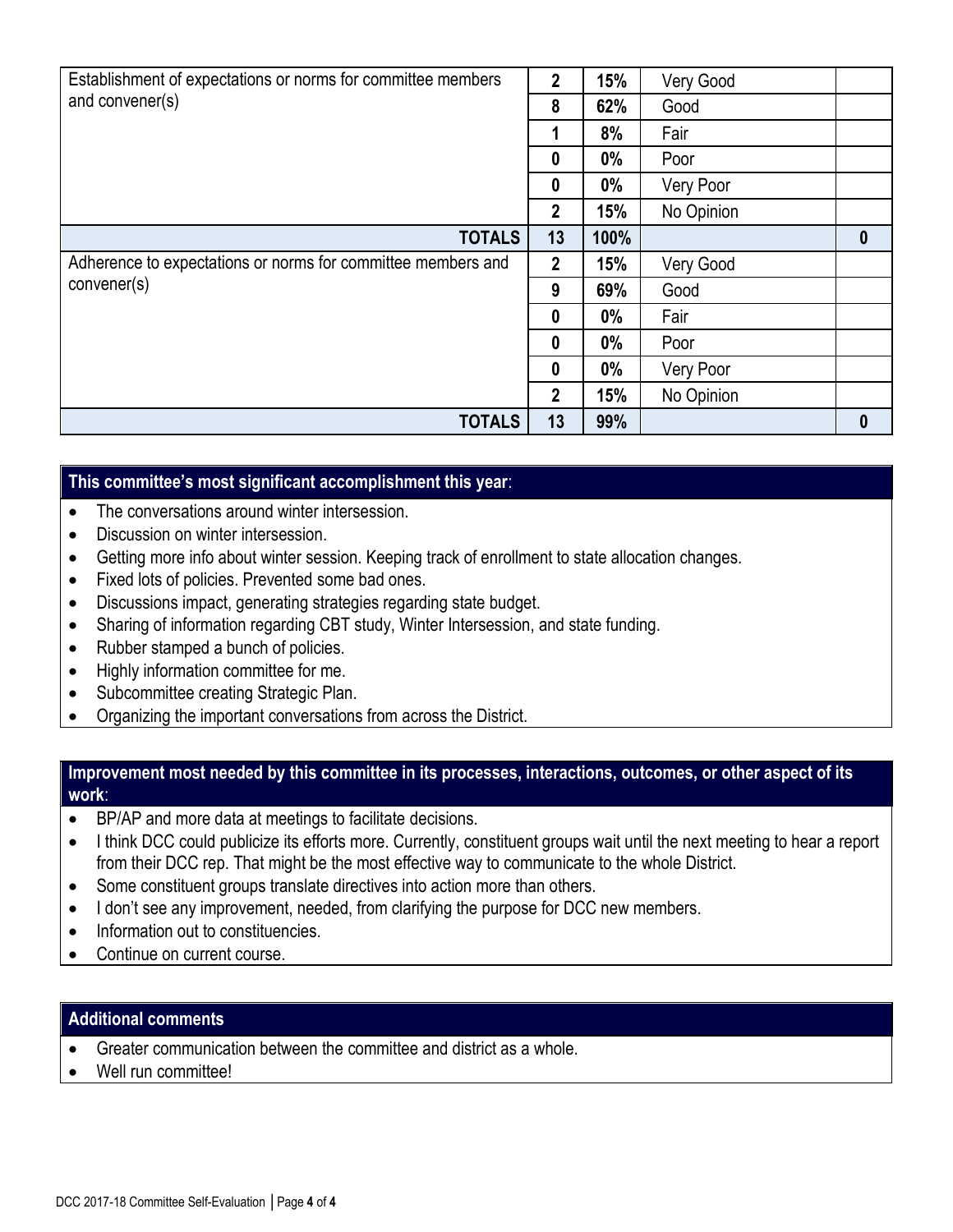| | | | | |
|---|---|---|---|---|
| Establishment of expectations or norms for committee members and convener(s) | **2** | **15%** | Very Good | |
| | **8** | **62%** | Good | |
| | **1** | **8%** | Fair | |
| | **0** | **0%** | Poor | |
| | **0** | **0%** | Very Poor | |
| | **2** | **15%** | No Opinion | |
| **TOTALS** | **13** | **100%** | | **0** |
| Adherence to expectations or norms for committee members and convener(s) | **2** | **15%** | Very Good | |
| | **9** | **69%** | Good | |
| | **0** | **0%** | Fair | |
| | **0** | **0%** | Poor | |
| | **0** | **0%** | Very Poor | |
| | **2** | **15%** | No Opinion | |
| **TOTALS** | **13** | **99%** | | **0** |

## This committee's most significant accomplishment this year:

- The conversations around winter intersession.
- Discussion on winter intersession.
- Getting more info about winter session. Keeping track of enrollment to state allocation changes.
- Fixed lots of policies. Prevented some bad ones.
- Discussions impact, generating strategies regarding state budget.
- Sharing of information regarding CBT study, Winter Intersession, and state funding.
- Rubber stamped a bunch of policies.
- Highly information committee for me.
- Subcommittee creating Strategic Plan.
- Organizing the important conversations from across the District.

## Improvement most needed by this committee in its processes, interactions, outcomes, or other aspect of its work:

- BP/AP and more data at meetings to facilitate decisions.
- I think DCC could publicize its efforts more. Currently, constituent groups wait until the next meeting to hear a report from their DCC rep. That might be the most effective way to communicate to the whole District.
- Some constituent groups translate directives into action more than others.
- I don't see any improvement, needed, from clarifying the purpose for DCC new members.
- Information out to constituencies.
- Continue on current course.

## Additional comments

- Greater communication between the committee and district as a whole.
- Well run committee!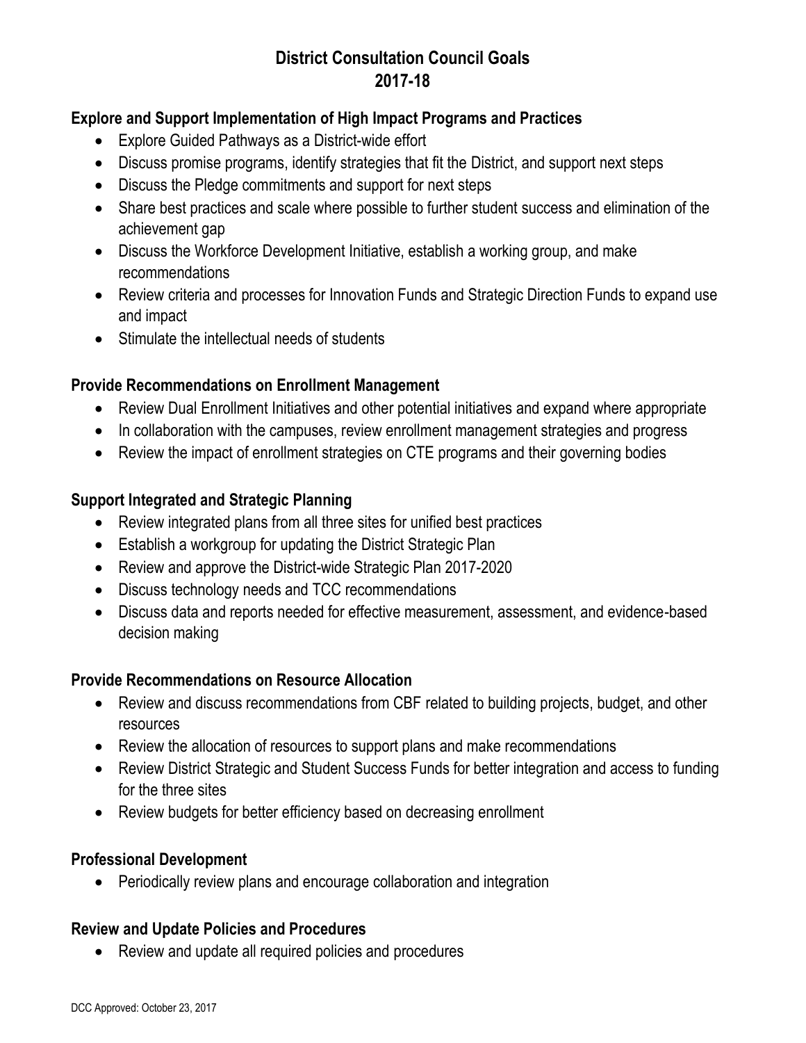# District Consultation Council Goals
# 2017-18

### Explore and Support Implementation of High Impact Programs and Practices

- Explore Guided Pathways as a District-wide effort
- Discuss promise programs, identify strategies that fit the District, and support next steps
- Discuss the Pledge commitments and support for next steps
- Share best practices and scale where possible to further student success and elimination of the achievement gap
- Discuss the Workforce Development Initiative, establish a working group, and make recommendations
- Review criteria and processes for Innovation Funds and Strategic Direction Funds to expand use and impact
- Stimulate the intellectual needs of students

### Provide Recommendations on Enrollment Management

- Review Dual Enrollment Initiatives and other potential initiatives and expand where appropriate
- In collaboration with the campuses, review enrollment management strategies and progress
- Review the impact of enrollment strategies on CTE programs and their governing bodies

### Support Integrated and Strategic Planning

- Review integrated plans from all three sites for unified best practices
- Establish a workgroup for updating the District Strategic Plan
- Review and approve the District-wide Strategic Plan 2017-2020
- Discuss technology needs and TCC recommendations
- Discuss data and reports needed for effective measurement, assessment, and evidence-based decision making

### Provide Recommendations on Resource Allocation

- Review and discuss recommendations from CBF related to building projects, budget, and other resources
- Review the allocation of resources to support plans and make recommendations
- Review District Strategic and Student Success Funds for better integration and access to funding for the three sites
- Review budgets for better efficiency based on decreasing enrollment

### Professional Development

- Periodically review plans and encourage collaboration and integration

### Review and Update Policies and Procedures

- Review and update all required policies and procedures

DCC Approved: October 23, 2017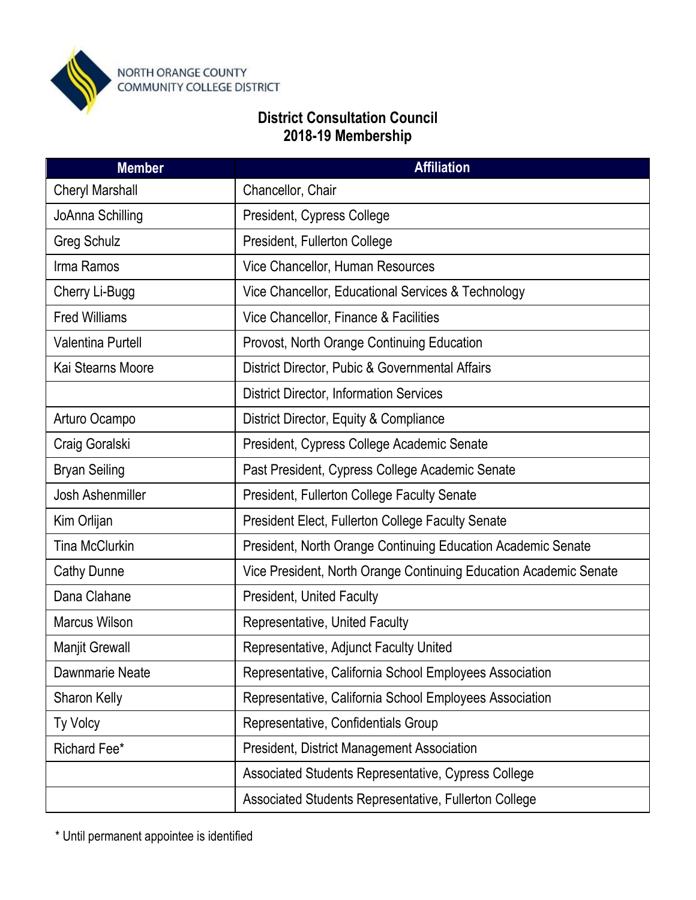NORTH ORANGE COUNTY COMMUNITY COLLEGE DISTRICT

# District Consultation Council
## 2018-19 Membership

| Member | Affiliation |
|---|---|
| Cheryl Marshall | Chancellor, Chair |
| JoAnna Schilling | President, Cypress College |
| Greg Schulz | President, Fullerton College |
| Irma Ramos | Vice Chancellor, Human Resources |
| Cherry Li-Bugg | Vice Chancellor, Educational Services & Technology |
| Fred Williams | Vice Chancellor, Finance & Facilities |
| Valentina Purtell | Provost, North Orange Continuing Education |
| Kai Stearns Moore | District Director, Pubic & Governmental Affairs |
| | District Director, Information Services |
| Arturo Ocampo | District Director, Equity & Compliance |
| Craig Goralski | President, Cypress College Academic Senate |
| Bryan Seiling | Past President, Cypress College Academic Senate |
| Josh Ashenmiller | President, Fullerton College Faculty Senate |
| Kim Orlijan | President Elect, Fullerton College Faculty Senate |
| Tina McClurkin | President, North Orange Continuing Education Academic Senate |
| Cathy Dunne | Vice President, North Orange Continuing Education Academic Senate |
| Dana Clahane | President, United Faculty |
| Marcus Wilson | Representative, United Faculty |
| Manjit Grewall | Representative, Adjunct Faculty United |
| Dawnmarie Neate | Representative, California School Employees Association |
| Sharon Kelly | Representative, California School Employees Association |
| Ty Volcy | Representative, Confidentials Group |
| Richard Fee* | President, District Management Association |
| | Associated Students Representative, Cypress College |
| | Associated Students Representative, Fullerton College |

* Until permanent appointee is identified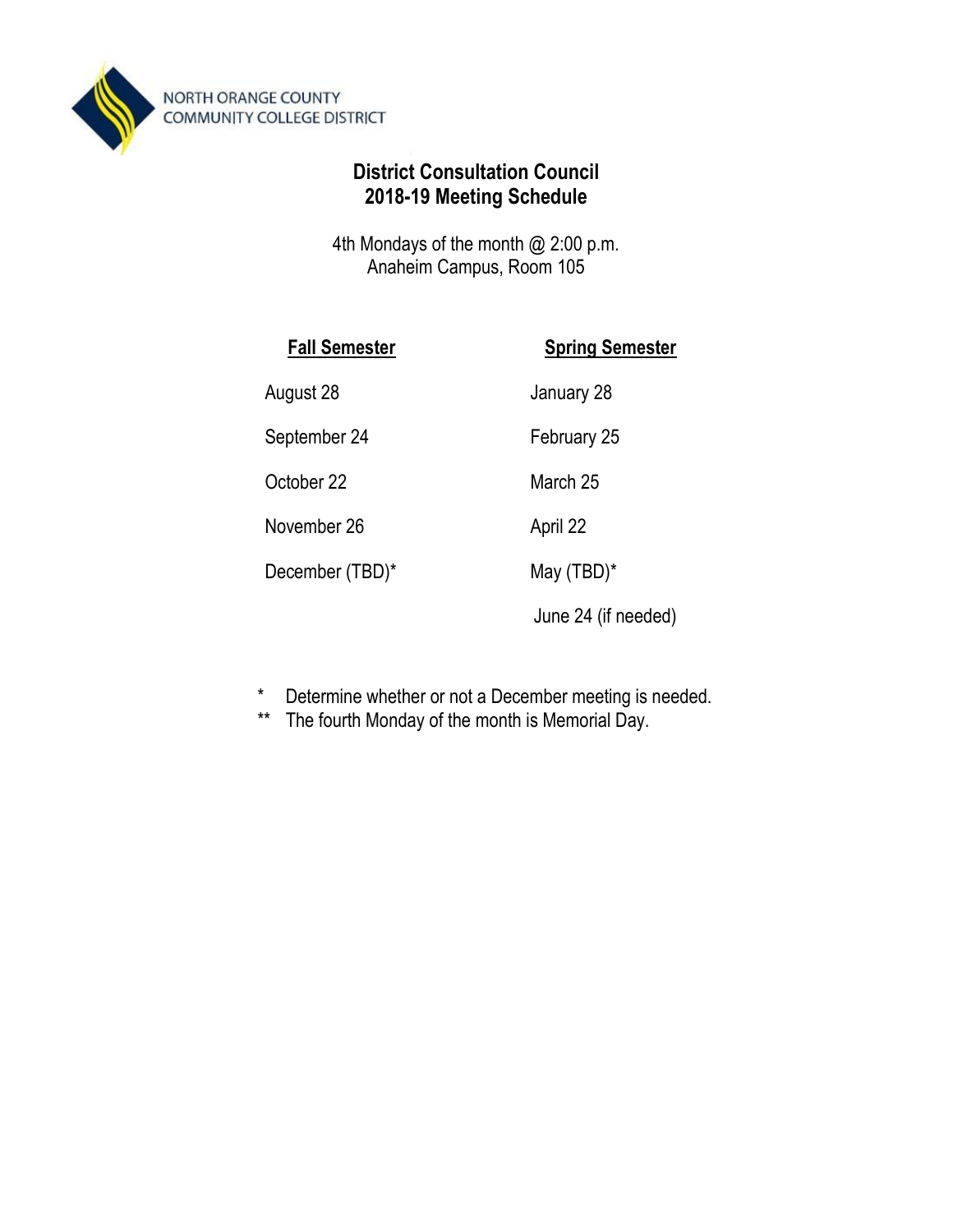NORTH ORANGE COUNTY COMMUNITY COLLEGE DISTRICT

## District Consultation Council 2018-19 Meeting Schedule

4th Mondays of the month @ 2:00 p.m.
Anaheim Campus, Room 105

| Fall Semester | Spring Semester |
|---|---|
| August 28 | January 28 |
| September 24 | February 25 |
| October 22 | March 25 |
| November 26 | April 22 |
| December (TBD)* | May (TBD)* |
| | June 24 (if needed) |

*   Determine whether or not a December meeting is needed.
**  The fourth Monday of the month is Memorial Day.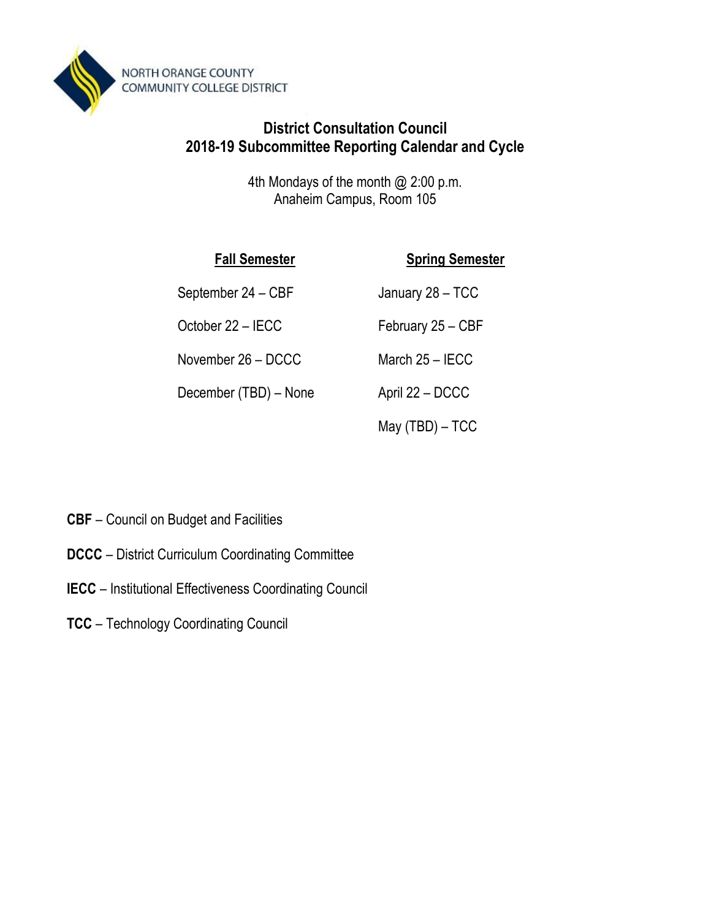NORTH ORANGE COUNTY
COMMUNITY COLLEGE DISTRICT

# District Consultation Council
## 2018-19 Subcommittee Reporting Calendar and Cycle

4th Mondays of the month @ 2:00 p.m.
Anaheim Campus, Room 105

| Fall Semester | Spring Semester |
|---|---|
| September 24 – CBF | January 28 – TCC |
| October 22 – IECC | February 25 – CBF |
| November 26 – DCCC | March 25 – IECC |
| December (TBD) – None | April 22 – DCCC |
| | May (TBD) – TCC |

**CBF** – Council on Budget and Facilities

**DCCC** – District Curriculum Coordinating Committee

**IECC** – Institutional Effectiveness Coordinating Council

**TCC** – Technology Coordinating Council